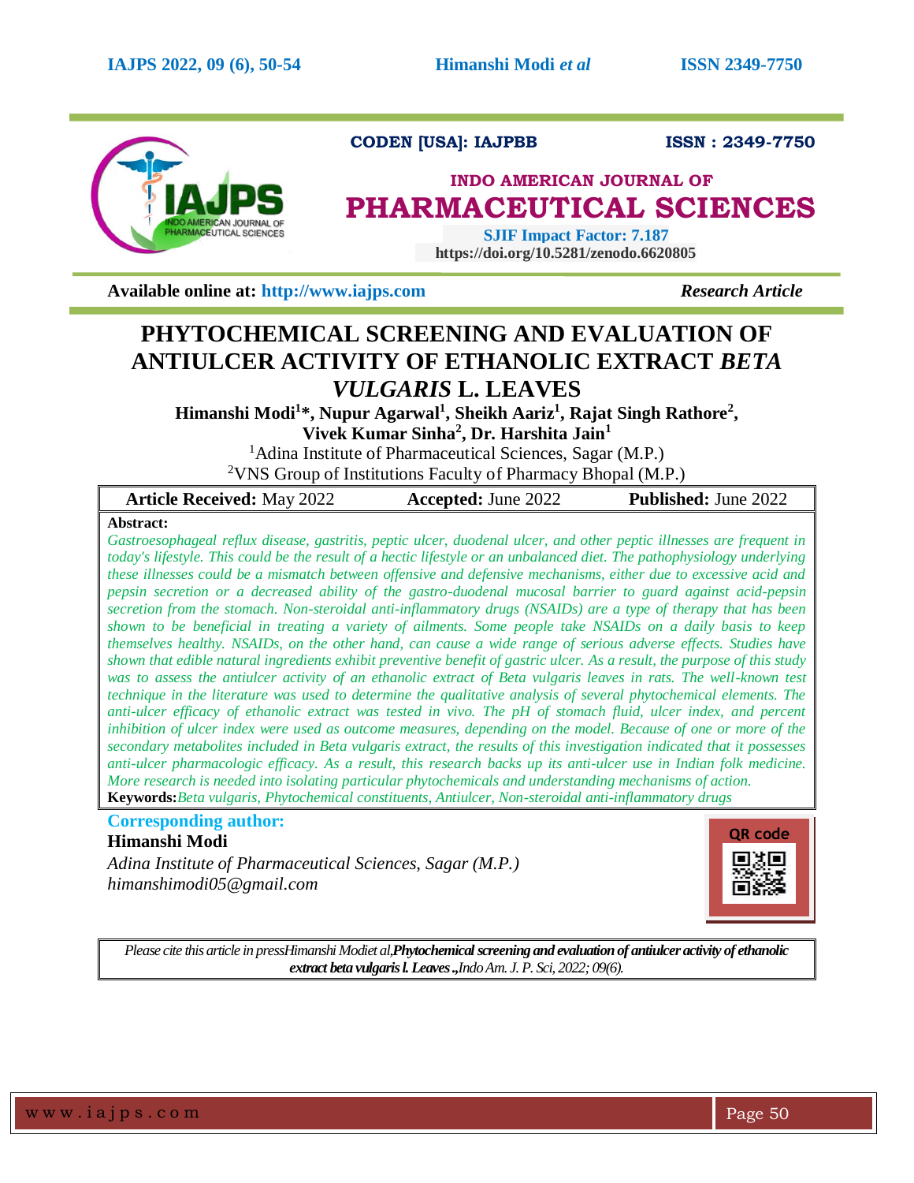CODEN [USA]: IAJPBB ISSN : 2349-7750

**INDO AMERICAN JOURNAL OF**

# PHARMACEUTICAL SCIENCES

**SJIF Impact Factor: 7.187**

**https://doi.org/10.5281/zenodo.6620805**

**Available online at: http://www.iajps.com** *Research Article*

# PHYTOCHEMICAL SCREENING AND EVALUATION OF ANTIULCER ACTIVITY OF ETHANOLIC EXTRACT *BETA VULGARIS* L. LEAVES

**Himanshi Modi[1]*, Nupur Agarwal[1], Sheikh Aariz[1], Rajat Singh Rathore[2], Vivek Kumar Sinha[2], Dr. Harshita Jain[1]**

[1]Adina Institute of Pharmaceutical Sciences, Sagar (M.P.)

[2]VNS Group of Institutions Faculty of Pharmacy Bhopal (M.P.)

| **Article Received:** May 2022 | **Accepted:** June 2022 | **Published:** June 2022 |
|---|---|---|

**Abstract:**

*Gastroesophageal reflux disease, gastritis, peptic ulcer, duodenal ulcer, and other peptic illnesses are frequent in today's lifestyle. This could be the result of a hectic lifestyle or an unbalanced diet. The pathophysiology underlying these illnesses could be a mismatch between offensive and defensive mechanisms, either due to excessive acid and pepsin secretion or a decreased ability of the gastro-duodenal mucosal barrier to guard against acid-pepsin secretion from the stomach. Non-steroidal anti-inflammatory drugs (NSAIDs) are a type of therapy that has been shown to be beneficial in treating a variety of ailments. Some people take NSAIDs on a daily basis to keep themselves healthy. NSAIDs, on the other hand, can cause a wide range of serious adverse effects. Studies have shown that edible natural ingredients exhibit preventive benefit of gastric ulcer. As a result, the purpose of this study was to assess the antiulcer activity of an ethanolic extract of Beta vulgaris leaves in rats. The well-known test technique in the literature was used to determine the qualitative analysis of several phytochemical elements. The anti-ulcer efficacy of ethanolic extract was tested in vivo. The pH of stomach fluid, ulcer index, and percent inhibition of ulcer index were used as outcome measures, depending on the model. Because of one or more of the secondary metabolites included in Beta vulgaris extract, the results of this investigation indicated that it possesses anti-ulcer pharmacologic efficacy. As a result, this research backs up its anti-ulcer use in Indian folk medicine. More research is needed into isolating particular phytochemicals and understanding mechanisms of action.*

**Keywords:** *Beta vulgaris, Phytochemical constituents, Antiulcer, Non-steroidal anti-inflammatory drugs*

**Corresponding author:**

**Himanshi Modi**

*Adina Institute of Pharmaceutical Sciences, Sagar (M.P.)*

*himanshimodi05@gmail.com*

QR code

*Please cite this article in press Himanshi Modi et al,* ***Phytochemical screening and evaluation of antiulcer activity of ethanolic extract beta vulgaris l. Leaves.,*** *Indo Am. J. P. Sci, 2022; 09(6).*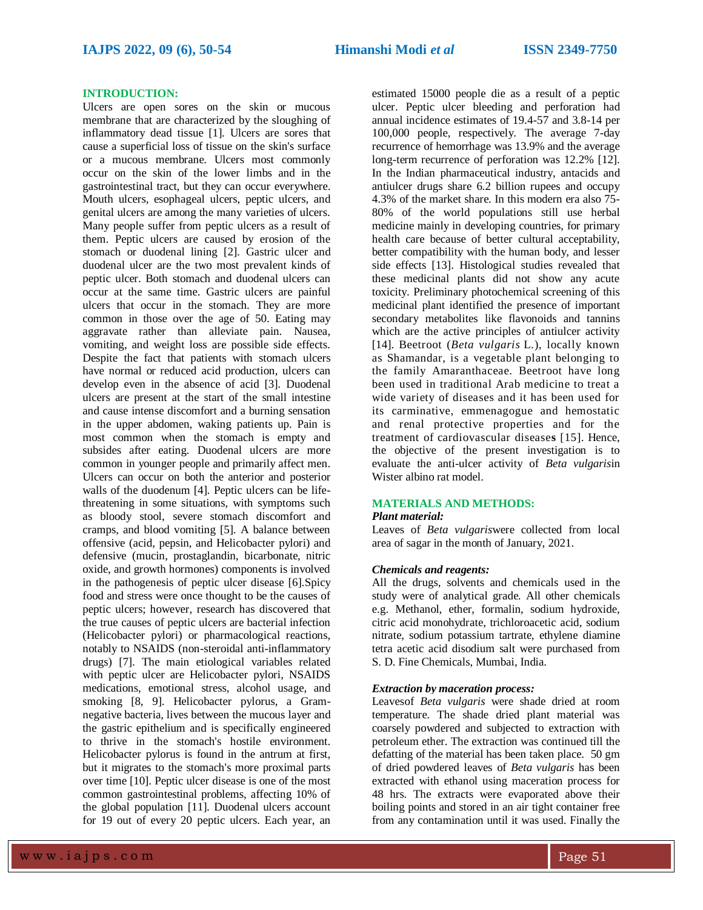## INTRODUCTION:

Ulcers are open sores on the skin or mucous membrane that are characterized by the sloughing of inflammatory dead tissue [1]. Ulcers are sores that cause a superficial loss of tissue on the skin's surface or a mucous membrane. Ulcers most commonly occur on the skin of the lower limbs and in the gastrointestinal tract, but they can occur everywhere. Mouth ulcers, esophageal ulcers, peptic ulcers, and genital ulcers are among the many varieties of ulcers. Many people suffer from peptic ulcers as a result of them. Peptic ulcers are caused by erosion of the stomach or duodenal lining [2]. Gastric ulcer and duodenal ulcer are the two most prevalent kinds of peptic ulcer. Both stomach and duodenal ulcers can occur at the same time. Gastric ulcers are painful ulcers that occur in the stomach. They are more common in those over the age of 50. Eating may aggravate rather than alleviate pain. Nausea, vomiting, and weight loss are possible side effects. Despite the fact that patients with stomach ulcers have normal or reduced acid production, ulcers can develop even in the absence of acid [3]. Duodenal ulcers are present at the start of the small intestine and cause intense discomfort and a burning sensation in the upper abdomen, waking patients up. Pain is most common when the stomach is empty and subsides after eating. Duodenal ulcers are more common in younger people and primarily affect men. Ulcers can occur on both the anterior and posterior walls of the duodenum [4]. Peptic ulcers can be life-threatening in some situations, with symptoms such as bloody stool, severe stomach discomfort and cramps, and blood vomiting [5]. A balance between offensive (acid, pepsin, and Helicobacter pylori) and defensive (mucin, prostaglandin, bicarbonate, nitric oxide, and growth hormones) components is involved in the pathogenesis of peptic ulcer disease [6].Spicy food and stress were once thought to be the causes of peptic ulcers; however, research has discovered that the true causes of peptic ulcers are bacterial infection (Helicobacter pylori) or pharmacological reactions, notably to NSAIDS (non-steroidal anti-inflammatory drugs) [7]. The main etiological variables related with peptic ulcer are Helicobacter pylori, NSAIDS medications, emotional stress, alcohol usage, and smoking [8, 9]. Helicobacter pylorus, a Gram-negative bacteria, lives between the mucous layer and the gastric epithelium and is specifically engineered to thrive in the stomach's hostile environment. Helicobacter pylorus is found in the antrum at first, but it migrates to the stomach's more proximal parts over time [10]. Peptic ulcer disease is one of the most common gastrointestinal problems, affecting 10% of the global population [11]. Duodenal ulcers account for 19 out of every 20 peptic ulcers. Each year, an estimated 15000 people die as a result of a peptic ulcer. Peptic ulcer bleeding and perforation had annual incidence estimates of 19.4-57 and 3.8-14 per 100,000 people, respectively. The average 7-day recurrence of hemorrhage was 13.9% and the average long-term recurrence of perforation was 12.2% [12]. In the Indian pharmaceutical industry, antacids and antiulcer drugs share 6.2 billion rupees and occupy 4.3% of the market share. In this modern era also 75-80% of the world populations still use herbal medicine mainly in developing countries, for primary health care because of better cultural acceptability, better compatibility with the human body, and lesser side effects [13]. Histological studies revealed that these medicinal plants did not show any acute toxicity. Preliminary photochemical screening of this medicinal plant identified the presence of important secondary metabolites like flavonoids and tannins which are the active principles of antiulcer activity [14]. Beetroot (*Beta vulgaris* L.), locally known as Shamandar, is a vegetable plant belonging to the family Amaranthaceae. Beetroot have long been used in traditional Arab medicine to treat a wide variety of diseases and it has been used for its carminative, emmenagogue and hemostatic and renal protective properties and for the treatment of cardiovascular diseases [15]. Hence, the objective of the present investigation is to evaluate the anti-ulcer activity of *Beta vulgaris*in Wister albino rat model.

## MATERIALS AND METHODS:

### *Plant material:*

Leaves of *Beta vulgaris*were collected from local area of sagar in the month of January, 2021.

### *Chemicals and reagents:*

All the drugs, solvents and chemicals used in the study were of analytical grade. All other chemicals e.g. Methanol, ether, formalin, sodium hydroxide, citric acid monohydrate, trichloroacetic acid, sodium nitrate, sodium potassium tartrate, ethylene diamine tetra acetic acid disodium salt were purchased from S. D. Fine Chemicals, Mumbai, India.

### *Extraction by maceration process:*

Leavesof *Beta vulgaris* were shade dried at room temperature. The shade dried plant material was coarsely powdered and subjected to extraction with petroleum ether. The extraction was continued till the defatting of the material has been taken place. 50 gm of dried powdered leaves of *Beta vulgaris* has been extracted with ethanol using maceration process for 48 hrs. The extracts were evaporated above their boiling points and stored in an air tight container free from any contamination until it was used. Finally the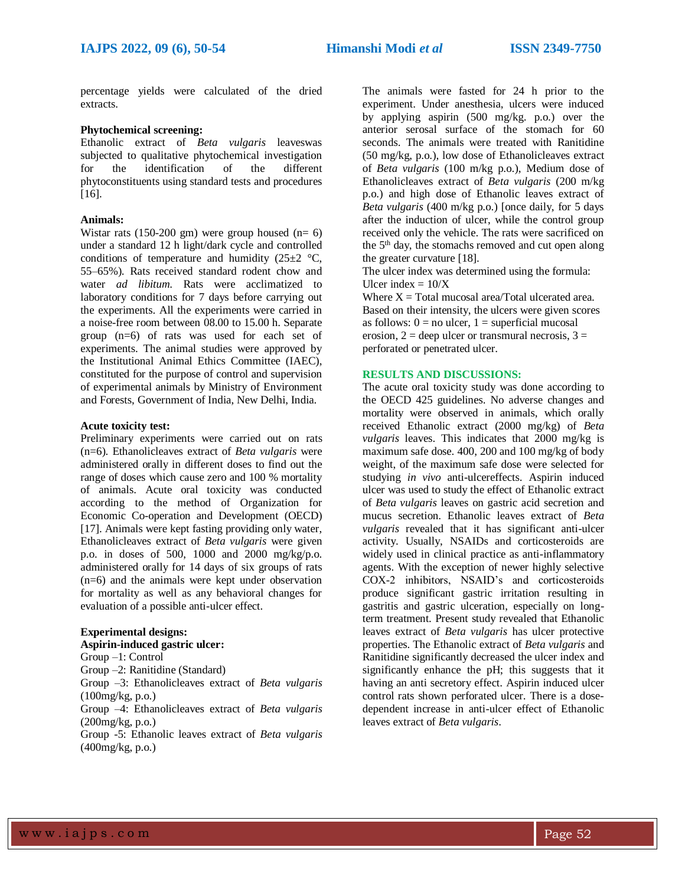percentage yields were calculated of the dried extracts.

**Phytochemical screening:**
Ethanolic extract of *Beta vulgaris* leaveswas subjected to qualitative phytochemical investigation for the identification of the different phytoconstituents using standard tests and procedures [16].

**Animals:**
Wistar rats (150-200 gm) were group housed (n= 6) under a standard 12 h light/dark cycle and controlled conditions of temperature and humidity (25±2 °C, 55–65%). Rats received standard rodent chow and water *ad libitum.* Rats were acclimatized to laboratory conditions for 7 days before carrying out the experiments. All the experiments were carried in a noise-free room between 08.00 to 15.00 h. Separate group (n=6) of rats was used for each set of experiments. The animal studies were approved by the Institutional Animal Ethics Committee (IAEC), constituted for the purpose of control and supervision of experimental animals by Ministry of Environment and Forests, Government of India, New Delhi, India.

**Acute toxicity test:**
Preliminary experiments were carried out on rats (n=6). Ethanolicleaves extract of *Beta vulgaris* were administered orally in different doses to find out the range of doses which cause zero and 100 % mortality of animals. Acute oral toxicity was conducted according to the method of Organization for Economic Co-operation and Development (OECD) [17]. Animals were kept fasting providing only water, Ethanolicleaves extract of *Beta vulgaris* were given p.o. in doses of 500, 1000 and 2000 mg/kg/p.o. administered orally for 14 days of six groups of rats (n=6) and the animals were kept under observation for mortality as well as any behavioral changes for evaluation of a possible anti-ulcer effect.

**Experimental designs:**
**Aspirin-induced gastric ulcer:**
Group –1: Control
Group –2: Ranitidine (Standard)
Group –3: Ethanolicleaves extract of *Beta vulgaris* (100mg/kg, p.o.)
Group –4: Ethanolicleaves extract of *Beta vulgaris* (200mg/kg, p.o.)
Group -5: Ethanolic leaves extract of *Beta vulgaris* (400mg/kg, p.o.)

The animals were fasted for 24 h prior to the experiment. Under anesthesia, ulcers were induced by applying aspirin (500 mg/kg. p.o.) over the anterior serosal surface of the stomach for 60 seconds. The animals were treated with Ranitidine (50 mg/kg, p.o.), low dose of Ethanolicleaves extract of *Beta vulgaris* (100 m/kg p.o.), Medium dose of Ethanolicleaves extract of *Beta vulgaris* (200 m/kg p.o.) and high dose of Ethanolic leaves extract of *Beta vulgaris* (400 m/kg p.o.) [once daily, for 5 days after the induction of ulcer, while the control group received only the vehicle. The rats were sacrificed on the 5$^{th}$ day, the stomachs removed and cut open along the greater curvature [18].
The ulcer index was determined using the formula:
Ulcer index = 10/X
Where X = Total mucosal area/Total ulcerated area.
Based on their intensity, the ulcers were given scores as follows: 0 = no ulcer, 1 = superficial mucosal erosion, 2 = deep ulcer or transmural necrosis, 3 = perforated or penetrated ulcer.

## RESULTS AND DISCUSSIONS:

The acute oral toxicity study was done according to the OECD 425 guidelines. No adverse changes and mortality were observed in animals, which orally received Ethanolic extract (2000 mg/kg) of *Beta vulgaris* leaves. This indicates that 2000 mg/kg is maximum safe dose. 400, 200 and 100 mg/kg of body weight, of the maximum safe dose were selected for studying *in vivo* anti-ulcereffects. Aspirin induced ulcer was used to study the effect of Ethanolic extract of *Beta vulgaris* leaves on gastric acid secretion and mucus secretion. Ethanolic leaves extract of *Beta vulgaris* revealed that it has significant anti-ulcer activity. Usually, NSAIDs and corticosteroids are widely used in clinical practice as anti-inflammatory agents. With the exception of newer highly selective COX-2 inhibitors, NSAID's and corticosteroids produce significant gastric irritation resulting in gastritis and gastric ulceration, especially on long-term treatment. Present study revealed that Ethanolic leaves extract of *Beta vulgaris* has ulcer protective properties. The Ethanolic extract of *Beta vulgaris* and Ranitidine significantly decreased the ulcer index and significantly enhance the pH; this suggests that it having an anti secretory effect. Aspirin induced ulcer control rats shown perforated ulcer. There is a dose-dependent increase in anti-ulcer effect of Ethanolic leaves extract of *Beta vulgaris*.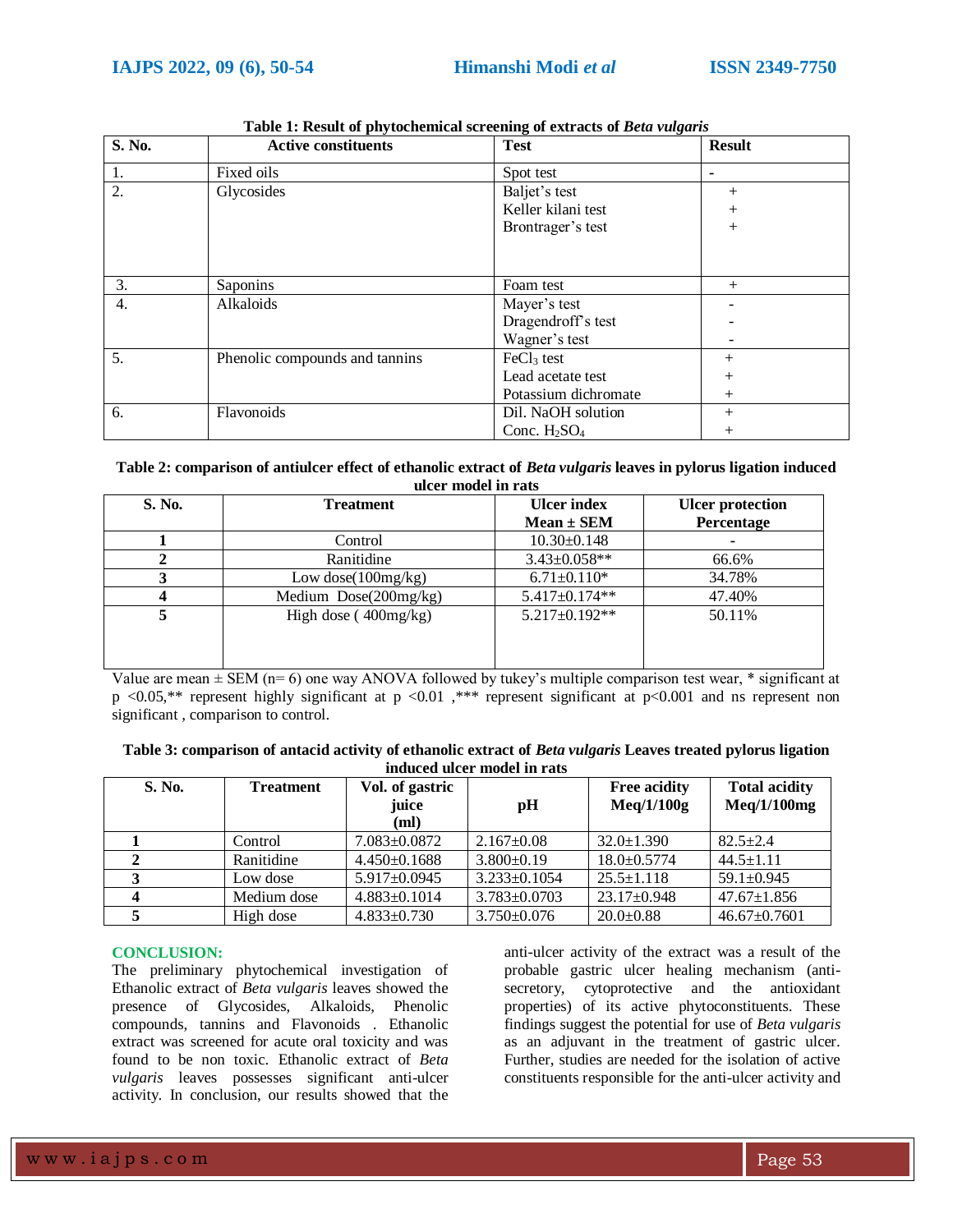**Table 1: Result of phytochemical screening of extracts of *Beta vulgaris***

| S. No. | Active constituents | Test | Result |
|---|---|---|---|
| 1. | Fixed oils | Spot test | - |
| 2. | Glycosides | Baljet's test<br>Keller kilani test<br>Brontrager's test | +<br>+<br>+ |
| 3. | Saponins | Foam test | + |
| 4. | Alkaloids | Mayer's test<br>Dragendroff's test<br>Wagner's test | -<br>-<br>- |
| 5. | Phenolic compounds and tannins | $FeCl_3$ test<br>Lead acetate test<br>Potassium dichromate | +<br>+<br>+ |
| 6. | Flavonoids | Dil. NaOH solution<br>Conc. $H_2SO_4$ | +<br>+ |

**Table 2: comparison of antiulcer effect of ethanolic extract of *Beta vulgaris* leaves in pylorus ligation induced ulcer model in rats**

| S. No. | Treatment | Ulcer index Mean ± SEM | Ulcer protection Percentage |
|---|---|---|---|
| **1** | Control | 10.30±0.148 | - |
| **2** | Ranitidine | 3.43±0.058** | 66.6% |
| **3** | Low dose(100mg/kg) | 6.71±0.110* | 34.78% |
| **4** | Medium Dose(200mg/kg) | 5.417±0.174** | 47.40% |
| **5** | High dose ( 400mg/kg) | 5.217±0.192** | 50.11% |

Value are mean ± SEM (n= 6) one way ANOVA followed by tukey's multiple comparison test wear, * significant at $p < 0.05$,** represent highly significant at $p < 0.01$ ,*** represent significant at $p < 0.001$ and ns represent non significant , comparison to control.

**Table 3: comparison of antacid activity of ethanolic extract of *Beta vulgaris* Leaves treated pylorus ligation induced ulcer model in rats**

| S. No. | Treatment | Vol. of gastric juice (ml) | pH | Free acidity Meq/1/100g | Total acidity Meq/1/100mg |
|---|---|---|---|---|---|
| **1** | Control | 7.083±0.0872 | 2.167±0.08 | 32.0±1.390 | 82.5±2.4 |
| **2** | Ranitidine | 4.450±0.1688 | 3.800±0.19 | 18.0±0.5774 | 44.5±1.11 |
| **3** | Low dose | 5.917±0.0945 | 3.233±0.1054 | 25.5±1.118 | 59.1±0.945 |
| **4** | Medium dose | 4.883±0.1014 | 3.783±0.0703 | 23.17±0.948 | 47.67±1.856 |
| **5** | High dose | 4.833±0.730 | 3.750±0.076 | 20.0±0.88 | 46.67±0.7601 |

## CONCLUSION:

The preliminary phytochemical investigation of Ethanolic extract of *Beta vulgaris* leaves showed the presence of Glycosides, Alkaloids, Phenolic compounds, tannins and Flavonoids . Ethanolic extract was screened for acute oral toxicity and was found to be non toxic. Ethanolic extract of *Beta vulgaris* leaves possesses significant anti-ulcer activity. In conclusion, our results showed that the anti-ulcer activity of the extract was a result of the probable gastric ulcer healing mechanism (anti-secretory, cytoprotective and the antioxidant properties) of its active phytoconstituents. These findings suggest the potential for use of *Beta vulgaris* as an adjuvant in the treatment of gastric ulcer. Further, studies are needed for the isolation of active constituents responsible for the anti-ulcer activity and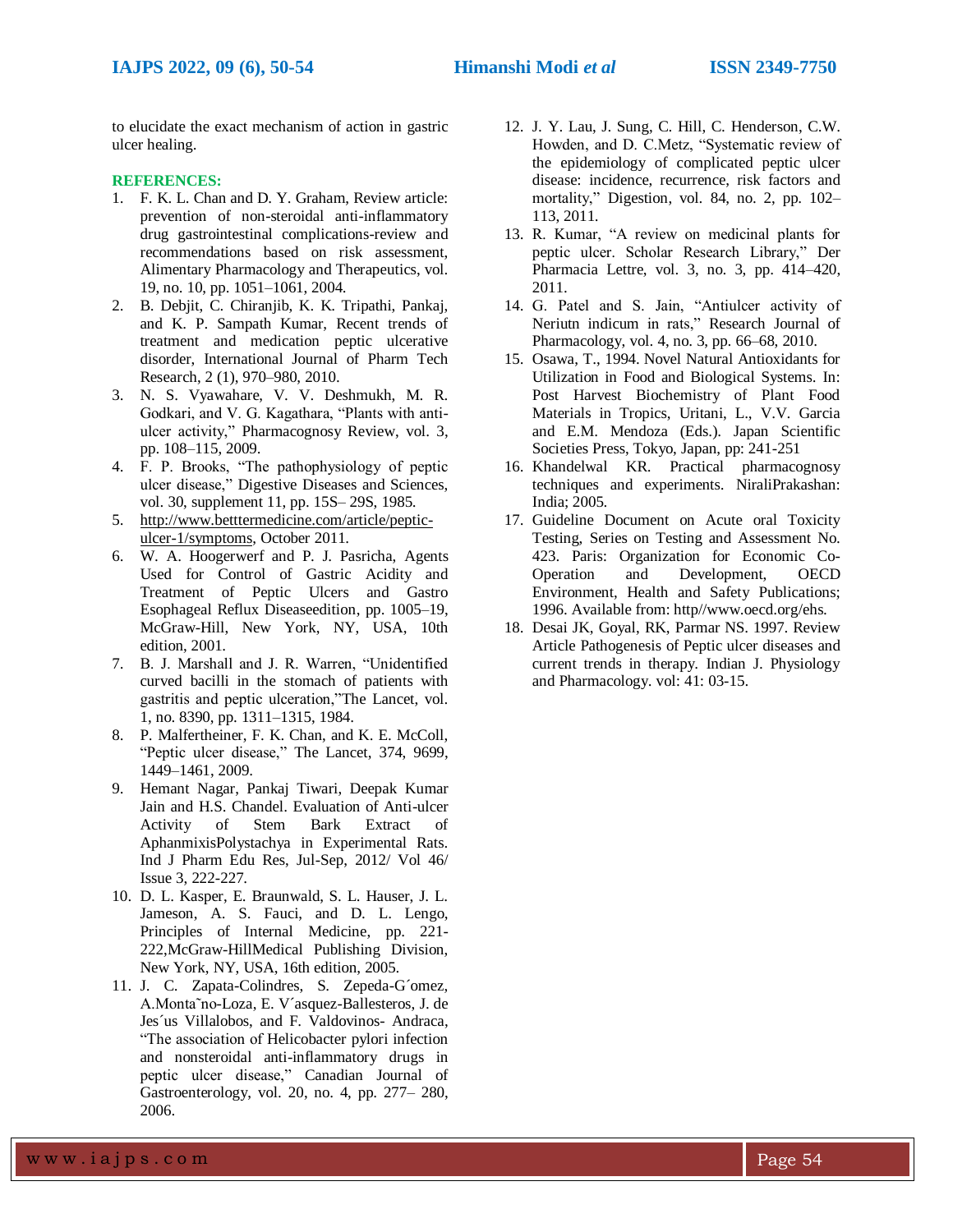to elucidate the exact mechanism of action in gastric ulcer healing.

## REFERENCES:

1. F. K. L. Chan and D. Y. Graham, Review article: prevention of non-steroidal anti-inflammatory drug gastrointestinal complications-review and recommendations based on risk assessment, Alimentary Pharmacology and Therapeutics, vol. 19, no. 10, pp. 1051–1061, 2004.
2. B. Debjit, C. Chiranjib, K. K. Tripathi, Pankaj, and K. P. Sampath Kumar, Recent trends of treatment and medication peptic ulcerative disorder, International Journal of Pharm Tech Research, 2 (1), 970–980, 2010.
3. N. S. Vyawahare, V. V. Deshmukh, M. R. Godkari, and V. G. Kagathara, "Plants with anti-ulcer activity," Pharmacognosy Review, vol. 3, pp. 108–115, 2009.
4. F. P. Brooks, "The pathophysiology of peptic ulcer disease," Digestive Diseases and Sciences, vol. 30, supplement 11, pp. 15S– 29S, 1985.
5. http://www.betttermedicine.com/article/peptic-ulcer-1/symptoms, October 2011.
6. W. A. Hoogerwerf and P. J. Pasricha, Agents Used for Control of Gastric Acidity and Treatment of Peptic Ulcers and Gastro Esophageal Reflux Diseaseedition, pp. 1005–19, McGraw-Hill, New York, NY, USA, 10th edition, 2001.
7. B. J. Marshall and J. R. Warren, "Unidentified curved bacilli in the stomach of patients with gastritis and peptic ulceration,"The Lancet, vol. 1, no. 8390, pp. 1311–1315, 1984.
8. P. Malfertheiner, F. K. Chan, and K. E. McColl, "Peptic ulcer disease," The Lancet, 374, 9699, 1449–1461, 2009.
9. Hemant Nagar, Pankaj Tiwari, Deepak Kumar Jain and H.S. Chandel. Evaluation of Anti-ulcer Activity of Stem Bark Extract of AphanmixisPolystachya in Experimental Rats. Ind J Pharm Edu Res, Jul-Sep, 2012/ Vol 46/ Issue 3, 222-227.
10. D. L. Kasper, E. Braunwald, S. L. Hauser, J. L. Jameson, A. S. Fauci, and D. L. Lengo, Principles of Internal Medicine, pp. 221-222,McGraw-HillMedical Publishing Division, New York, NY, USA, 16th edition, 2005.
11. J. C. Zapata-Colindres, S. Zepeda-G´omez, A.Monta˜no-Loza, E. V´asquez-Ballesteros, J. de Jes´us Villalobos, and F. Valdovinos- Andraca, "The association of Helicobacter pylori infection and nonsteroidal anti-inflammatory drugs in peptic ulcer disease," Canadian Journal of Gastroenterology, vol. 20, no. 4, pp. 277– 280, 2006.
12. J. Y. Lau, J. Sung, C. Hill, C. Henderson, C.W. Howden, and D. C.Metz, "Systematic review of the epidemiology of complicated peptic ulcer disease: incidence, recurrence, risk factors and mortality," Digestion, vol. 84, no. 2, pp. 102–113, 2011.
13. R. Kumar, "A review on medicinal plants for peptic ulcer. Scholar Research Library," Der Pharmacia Lettre, vol. 3, no. 3, pp. 414–420, 2011.
14. G. Patel and S. Jain, "Antiulcer activity of Neriutn indicum in rats," Research Journal of Pharmacology, vol. 4, no. 3, pp. 66–68, 2010.
15. Osawa, T., 1994. Novel Natural Antioxidants for Utilization in Food and Biological Systems. In: Post Harvest Biochemistry of Plant Food Materials in Tropics, Uritani, L., V.V. Garcia and E.M. Mendoza (Eds.). Japan Scientific Societies Press, Tokyo, Japan, pp: 241-251
16. Khandelwal KR. Practical pharmacognosy techniques and experiments. NiraliPrakashan: India; 2005.
17. Guideline Document on Acute oral Toxicity Testing, Series on Testing and Assessment No. 423. Paris: Organization for Economic Co-Operation and Development, OECD Environment, Health and Safety Publications; 1996. Available from: http//www.oecd.org/ehs.
18. Desai JK, Goyal, RK, Parmar NS. 1997. Review Article Pathogenesis of Peptic ulcer diseases and current trends in therapy. Indian J. Physiology and Pharmacology. vol: 41: 03-15.